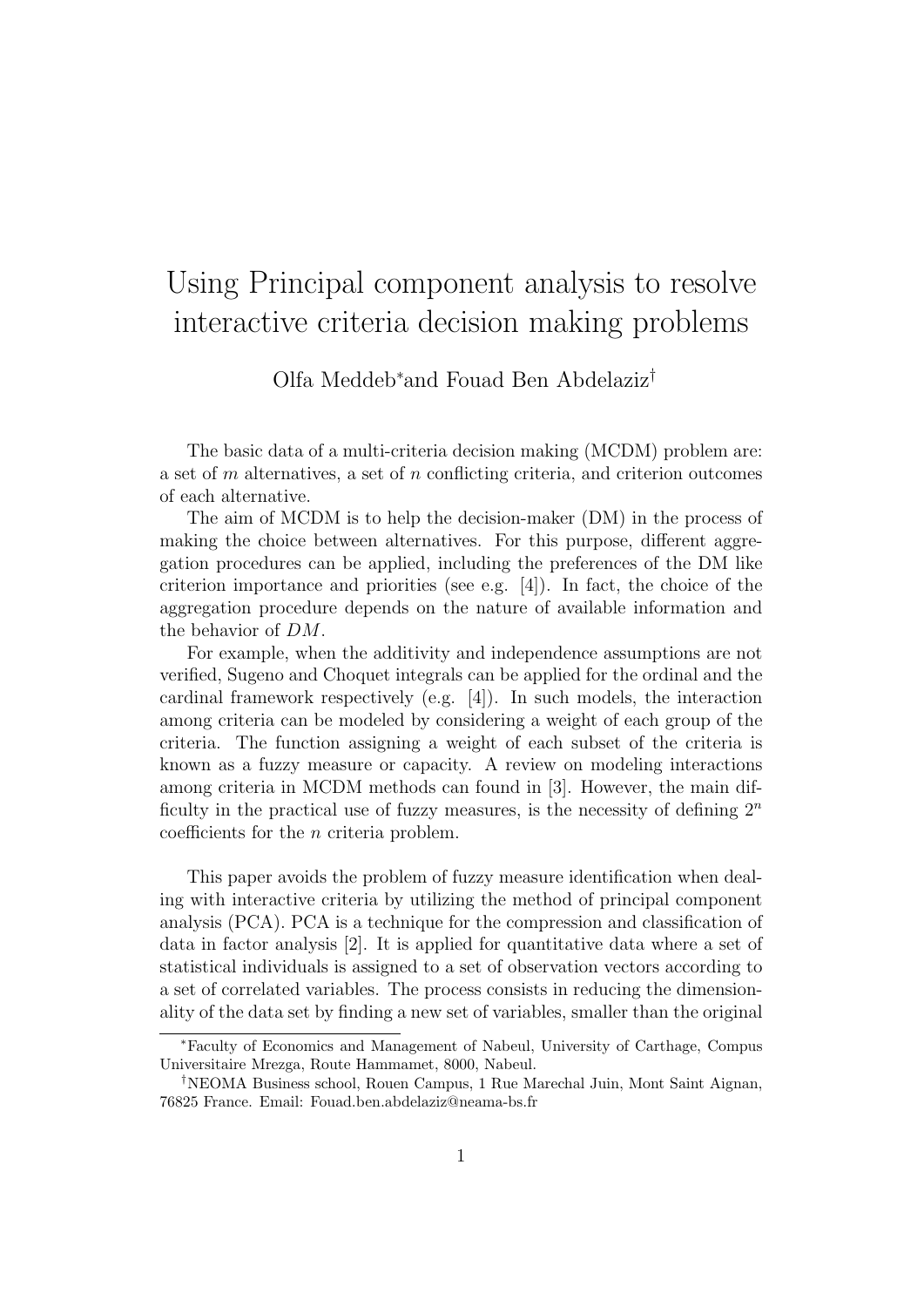# Using Principal component analysis to resolve interactive criteria decision making problems

Olfa Meddeb* and Fouad Ben Abdelaziz†

The basic data of a multi-criteria decision making (MCDM) problem are: a set of $m$ alternatives, a set of $n$ conflicting criteria, and criterion outcomes of each alternative.

The aim of MCDM is to help the decision-maker (DM) in the process of making the choice between alternatives. For this purpose, different aggregation procedures can be applied, including the preferences of the DM like criterion importance and priorities (see e.g. [4]). In fact, the choice of the aggregation procedure depends on the nature of available information and the behavior of $DM$.

For example, when the additivity and independence assumptions are not verified, Sugeno and Choquet integrals can be applied for the ordinal and the cardinal framework respectively (e.g. [4]). In such models, the interaction among criteria can be modeled by considering a weight of each group of the criteria. The function assigning a weight of each subset of the criteria is known as a fuzzy measure or capacity. A review on modeling interactions among criteria in MCDM methods can found in [3]. However, the main difficulty in the practical use of fuzzy measures, is the necessity of defining $2^n$ coefficients for the $n$ criteria problem.

This paper avoids the problem of fuzzy measure identification when dealing with interactive criteria by utilizing the method of principal component analysis (PCA). PCA is a technique for the compression and classification of data in factor analysis [2]. It is applied for quantitative data where a set of statistical individuals is assigned to a set of observation vectors according to a set of correlated variables. The process consists in reducing the dimensionality of the data set by finding a new set of variables, smaller than the original

---

*Faculty of Economics and Management of Nabeul, University of Carthage, Compus Universitaire Mrezga, Route Hammamet, 8000, Nabeul.

†NEOMA Business school, Rouen Campus, 1 Rue Marechal Juin, Mont Saint Aignan, 76825 France. Email: Fouad.ben.abdelaziz@neoma-bs.fr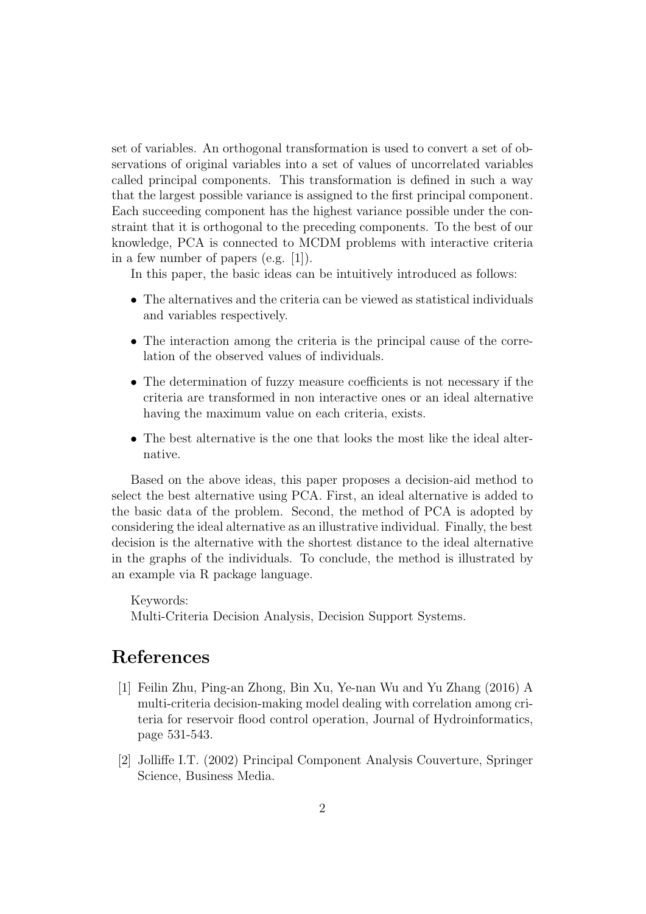set of variables. An orthogonal transformation is used to convert a set of observations of original variables into a set of values of uncorrelated variables called principal components. This transformation is defined in such a way that the largest possible variance is assigned to the first principal component. Each succeeding component has the highest variance possible under the constraint that it is orthogonal to the preceding components. To the best of our knowledge, PCA is connected to MCDM problems with interactive criteria in a few number of papers (e.g. [1]).

In this paper, the basic ideas can be intuitively introduced as follows:

- The alternatives and the criteria can be viewed as statistical individuals and variables respectively.
- The interaction among the criteria is the principal cause of the correlation of the observed values of individuals.
- The determination of fuzzy measure coefficients is not necessary if the criteria are transformed in non interactive ones or an ideal alternative having the maximum value on each criteria, exists.
- The best alternative is the one that looks the most like the ideal alternative.

Based on the above ideas, this paper proposes a decision-aid method to select the best alternative using PCA. First, an ideal alternative is added to the basic data of the problem. Second, the method of PCA is adopted by considering the ideal alternative as an illustrative individual. Finally, the best decision is the alternative with the shortest distance to the ideal alternative in the graphs of the individuals. To conclude, the method is illustrated by an example via R package language.

Keywords:
Multi-Criteria Decision Analysis, Decision Support Systems.

# References

[1] Feilin Zhu, Ping-an Zhong, Bin Xu, Ye-nan Wu and Yu Zhang (2016) A multi-criteria decision-making model dealing with correlation among criteria for reservoir flood control operation, Journal of Hydroinformatics, page 531-543.

[2] Jolliffe I.T. (2002) Principal Component Analysis Couverture, Springer Science, Business Media.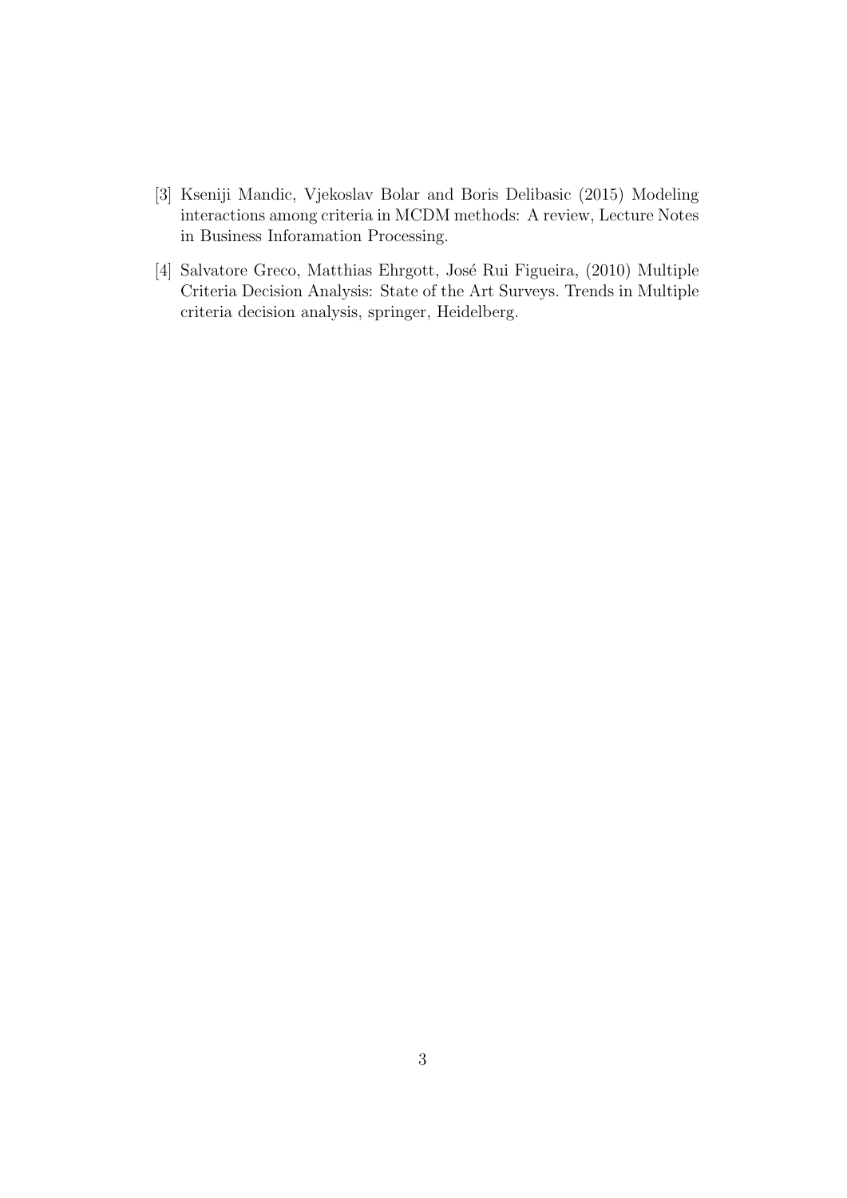[3] Kseniji Mandic, Vjekoslav Bolar and Boris Delibasic (2015) Modeling interactions among criteria in MCDM methods: A review, Lecture Notes in Business Inforamation Processing.

[4] Salvatore Greco, Matthias Ehrgott, José Rui Figueira, (2010) Multiple Criteria Decision Analysis: State of the Art Surveys. Trends in Multiple criteria decision analysis, springer, Heidelberg.